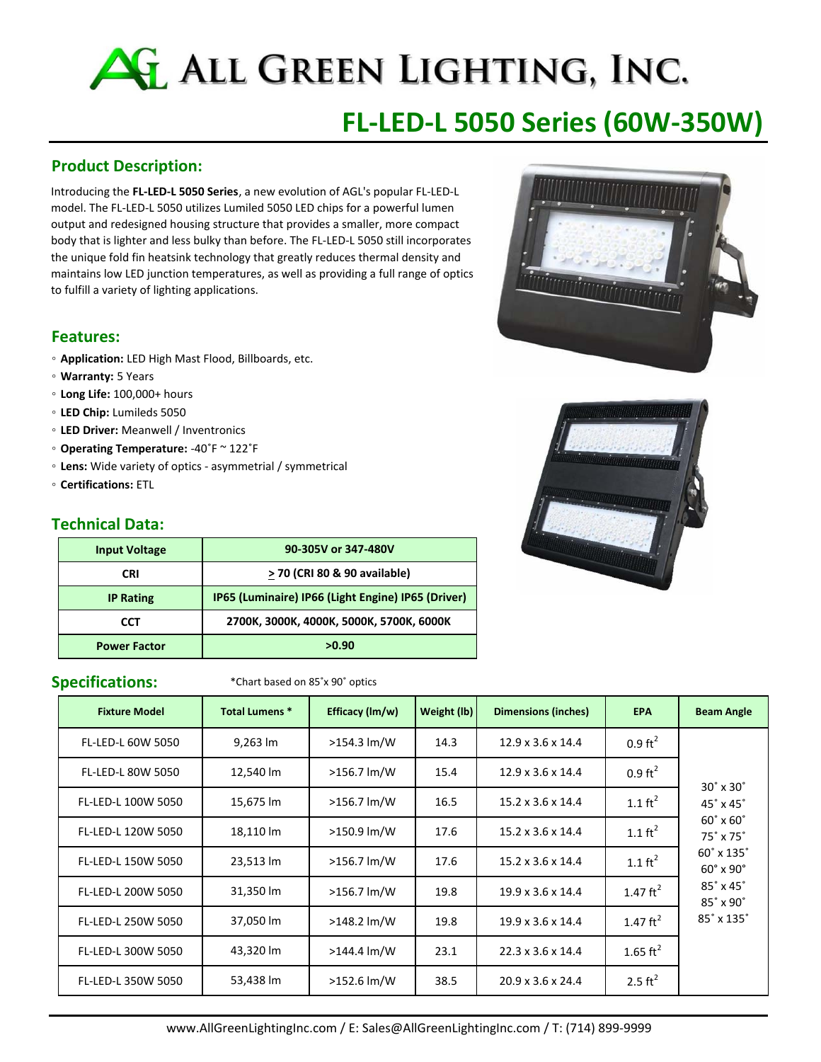# ALL GREEN LIGHTING, INC.

# FL-LED-L 5050 Series (60W-350W)

## Product Description:

Introducing the **FL-LED-L 5050 Series**, a new evolution of AGL's popular FL-LED-L model. The FL-LED-L 5050 utilizes Lumiled 5050 LED chips for a powerful lumen output and redesigned housing structure that provides a smaller, more compact body that is lighter and less bulky than before. The FL-LED-L 5050 still incorporates the unique fold fin heatsink technology that greatly reduces thermal density and maintains low LED junction temperatures, as well as providing a full range of optics to fulfill a variety of lighting applications.

## Features:

- **Application:** LED High Mast Flood, Billboards, etc.
- **Warranty:** 5 Years
- **Long Life:** 100,000+ hours
- **LED Chip:** Lumileds 5050
- **LED Driver:** Meanwell / Inventronics
- **Operating Temperature:** -40˚F ~ 122˚F
- **Lens:** Wide variety of optics - asymmetrial / symmetrical
- **Certifications:** ETL

## Technical Data:

| Input Voltage | 90-305V or 347-480V |
|---|---|
| CRI | ≥ 70 (CRI 80 & 90 available) |
| IP Rating | IP65 (Luminaire) IP66 (Light Engine) IP65 (Driver) |
| CCT | 2700K, 3000K, 4000K, 5000K, 5700K, 6000K |
| Power Factor | >0.90 |

## Specifications:

*Chart based on 85˚x 90˚ optics

| Fixture Model | Total Lumens * | Efficacy (lm/w) | Weight (lb) | Dimensions (inches) | EPA | Beam Angle |
|---|---|---|---|---|---|---|
| FL-LED-L 60W 5050 | 9,263 lm | >154.3 lm/W | 14.3 | 12.9 x 3.6 x 14.4 | 0.9 ft$^2$ | 30˚ x 30˚<br>45˚ x 45˚<br>60˚ x 60˚<br>75˚ x 75˚<br>60˚ x 135˚<br>60° x 90°<br>85˚ x 45˚<br>85˚ x 90˚<br>85˚ x 135˚ |
| FL-LED-L 80W 5050 | 12,540 lm | >156.7 lm/W | 15.4 | 12.9 x 3.6 x 14.4 | 0.9 ft$^2$ | |
| FL-LED-L 100W 5050 | 15,675 lm | >156.7 lm/W | 16.5 | 15.2 x 3.6 x 14.4 | 1.1 ft$^2$ | |
| FL-LED-L 120W 5050 | 18,110 lm | >150.9 lm/W | 17.6 | 15.2 x 3.6 x 14.4 | 1.1 ft$^2$ | |
| FL-LED-L 150W 5050 | 23,513 lm | >156.7 lm/W | 17.6 | 15.2 x 3.6 x 14.4 | 1.1 ft$^2$ | |
| FL-LED-L 200W 5050 | 31,350 lm | >156.7 lm/W | 19.8 | 19.9 x 3.6 x 14.4 | 1.47 ft$^2$ | |
| FL-LED-L 250W 5050 | 37,050 lm | >148.2 lm/W | 19.8 | 19.9 x 3.6 x 14.4 | 1.47 ft$^2$ | |
| FL-LED-L 300W 5050 | 43,320 lm | >144.4 lm/W | 23.1 | 22.3 x 3.6 x 14.4 | 1.65 ft$^2$ | |
| FL-LED-L 350W 5050 | 53,438 lm | >152.6 lm/W | 38.5 | 20.9 x 3.6 x 24.4 | 2.5 ft$^2$ | |

www.AllGreenLightingInc.com / E: Sales@AllGreenLightingInc.com / T: (714) 899-9999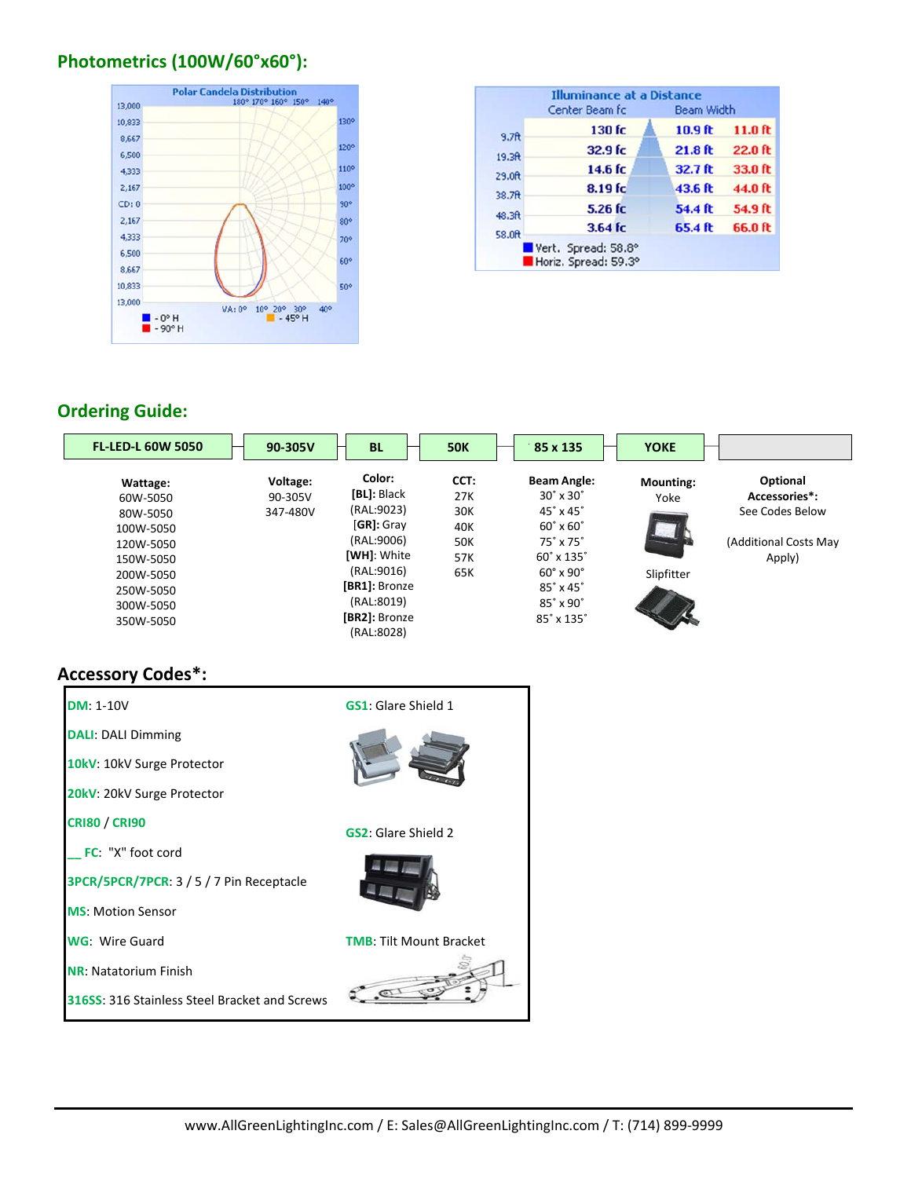## Photometrics (100W/60°x60°):

Polar Candela Distribution

180° 170° 160° 150° 140°

13,000
10,833
8,667
6,500
4,333
2,167
CD: 0
2,167
4,333
6,500
8,667
10,833
13,000

130°
120°
110°
100°
90°
80°
70°
60°
50°

VA: 0° 10° 20° 30° 40°

- 0° H
- 90° H
- 45° H

Illuminance at a Distance

| | Center Beam fc | Beam Width | |
|---|---|---|---|
| 9.7ft | 130 fc | 10.9 ft | 11.0 ft |
| 19.3ft | 32.9 fc | 21.8 ft | 22.0 ft |
| 29.0ft | 14.6 fc | 32.7 ft | 33.0 ft |
| 38.7ft | 8.19 fc | 43.6 ft | 44.0 ft |
| 48.3ft | 5.26 fc | 54.4 ft | 54.9 ft |
| 58.0ft | 3.64 fc | 65.4 ft | 66.0 ft |

Vert. Spread: 58.8°
Horiz. Spread: 59.3°

## Ordering Guide:

| FL-LED-L 60W 5050 | 90-305V | BL | 50K | 85 x 135 | YOKE | |
|---|---|---|---|---|---|---|
| **Wattage:** | **Voltage:** | **Color:** | **CCT:** | **Beam Angle:** | **Mounting:** | **Optional Accessories*:** |
| 60W-5050 | 90-305V | **[BL]:** Black (RAL:9023) | 27K | 30˚ x 30˚ | Yoke | See Codes Below |
| 80W-5050 | 347-480V | **[GR]:** Gray (RAL:9006) | 30K | 45˚ x 45˚ | Slipfitter | (Additional Costs May Apply) |
| 100W-5050 | | **[WH]:** White (RAL:9016) | 40K | 60˚ x 60˚ | | |
| 120W-5050 | | **[BR1]:** Bronze (RAL:8019) | 50K | 75˚ x 75˚ | | |
| 150W-5050 | | **[BR2]:** Bronze (RAL:8028) | 57K | 60˚ x 135˚ | | |
| 200W-5050 | | | 65K | 60˚ x 90˚ | | |
| 250W-5050 | | | | 85˚ x 45˚ | | |
| 300W-5050 | | | | 85˚ x 90˚ | | |
| 350W-5050 | | | | 85˚ x 135˚ | | |

## Accessory Codes*:

**DM**: 1-10V

**DALI**: DALI Dimming

**10kV**: 10kV Surge Protector

**20kV**: 20kV Surge Protector

**CRI80** / **CRI90**

**__ FC**: "X" foot cord

**3PCR/5PCR/7PCR**: 3 / 5 / 7 Pin Receptacle

**MS**: Motion Sensor

**WG**: Wire Guard

**NR**: Natatorium Finish

**316SS**: 316 Stainless Steel Bracket and Screws

**GS1**: Glare Shield 1

**GS2**: Glare Shield 2

**TMB**: Tilt Mount Bracket

www.AllGreenLightingInc.com / E: Sales@AllGreenLightingInc.com / T: (714) 899-9999